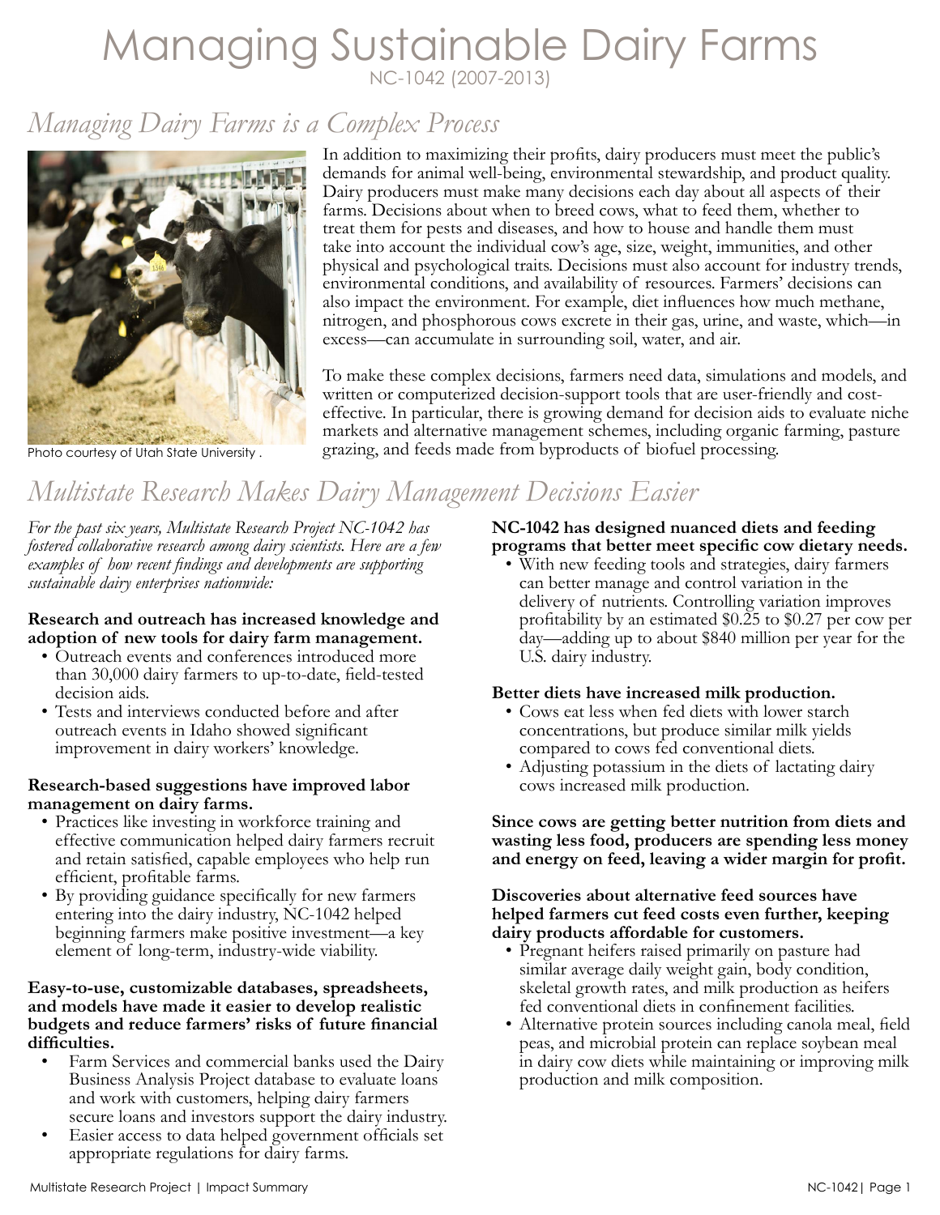# Managing Sustainable Dairy Farms

NC-1042 (2007-2013)

## *Managing Dairy Farms is a Complex Process*

Photo courtesy of Utah State University .

In addition to maximizing their profits, dairy producers must meet the public's demands for animal well-being, environmental stewardship, and product quality. Dairy producers must make many decisions each day about all aspects of their farms. Decisions about when to breed cows, what to feed them, whether to treat them for pests and diseases, and how to house and handle them must take into account the individual cow's age, size, weight, immunities, and other physical and psychological traits. Decisions must also account for industry trends, environmental conditions, and availability of resources. Farmers' decisions can also impact the environment. For example, diet influences how much methane, nitrogen, and phosphorous cows excrete in their gas, urine, and waste, which—in excess—can accumulate in surrounding soil, water, and air.

To make these complex decisions, farmers need data, simulations and models, and written or computerized decision-support tools that are user-friendly and cost-effective. In particular, there is growing demand for decision aids to evaluate niche markets and alternative management schemes, including organic farming, pasture grazing, and feeds made from byproducts of biofuel processing.

## *Multistate Research Makes Dairy Management Decisions Easier*

*For the past six years, Multistate Research Project NC-1042 has fostered collaborative research among dairy scientists. Here are a few examples of how recent findings and developments are supporting sustainable dairy enterprises nationwide:*

**Research and outreach has increased knowledge and adoption of new tools for dairy farm management.**

- Outreach events and conferences introduced more than 30,000 dairy farmers to up-to-date, field-tested decision aids.
- Tests and interviews conducted before and after outreach events in Idaho showed significant improvement in dairy workers' knowledge.

**Research-based suggestions have improved labor management on dairy farms.**

- Practices like investing in workforce training and effective communication helped dairy farmers recruit and retain satisfied, capable employees who help run efficient, profitable farms.
- By providing guidance specifically for new farmers entering into the dairy industry, NC-1042 helped beginning farmers make positive investment—a key element of long-term, industry-wide viability.

**Easy-to-use, customizable databases, spreadsheets, and models have made it easier to develop realistic budgets and reduce farmers' risks of future financial difficulties.**

- Farm Services and commercial banks used the Dairy Business Analysis Project database to evaluate loans and work with customers, helping dairy farmers secure loans and investors support the dairy industry.
- Easier access to data helped government officials set appropriate regulations for dairy farms.

**NC-1042 has designed nuanced diets and feeding programs that better meet specific cow dietary needs.**

- With new feeding tools and strategies, dairy farmers can better manage and control variation in the delivery of nutrients. Controlling variation improves profitability by an estimated $0.25 to $0.27 per cow per day—adding up to about $840 million per year for the U.S. dairy industry.

**Better diets have increased milk production.**

- Cows eat less when fed diets with lower starch concentrations, but produce similar milk yields compared to cows fed conventional diets.
- Adjusting potassium in the diets of lactating dairy cows increased milk production.

**Since cows are getting better nutrition from diets and wasting less food, producers are spending less money and energy on feed, leaving a wider margin for profit.**

**Discoveries about alternative feed sources have helped farmers cut feed costs even further, keeping dairy products affordable for customers.**

- Pregnant heifers raised primarily on pasture had similar average daily weight gain, body condition, skeletal growth rates, and milk production as heifers fed conventional diets in confinement facilities.
- Alternative protein sources including canola meal, field peas, and microbial protein can replace soybean meal in dairy cow diets while maintaining or improving milk production and milk composition.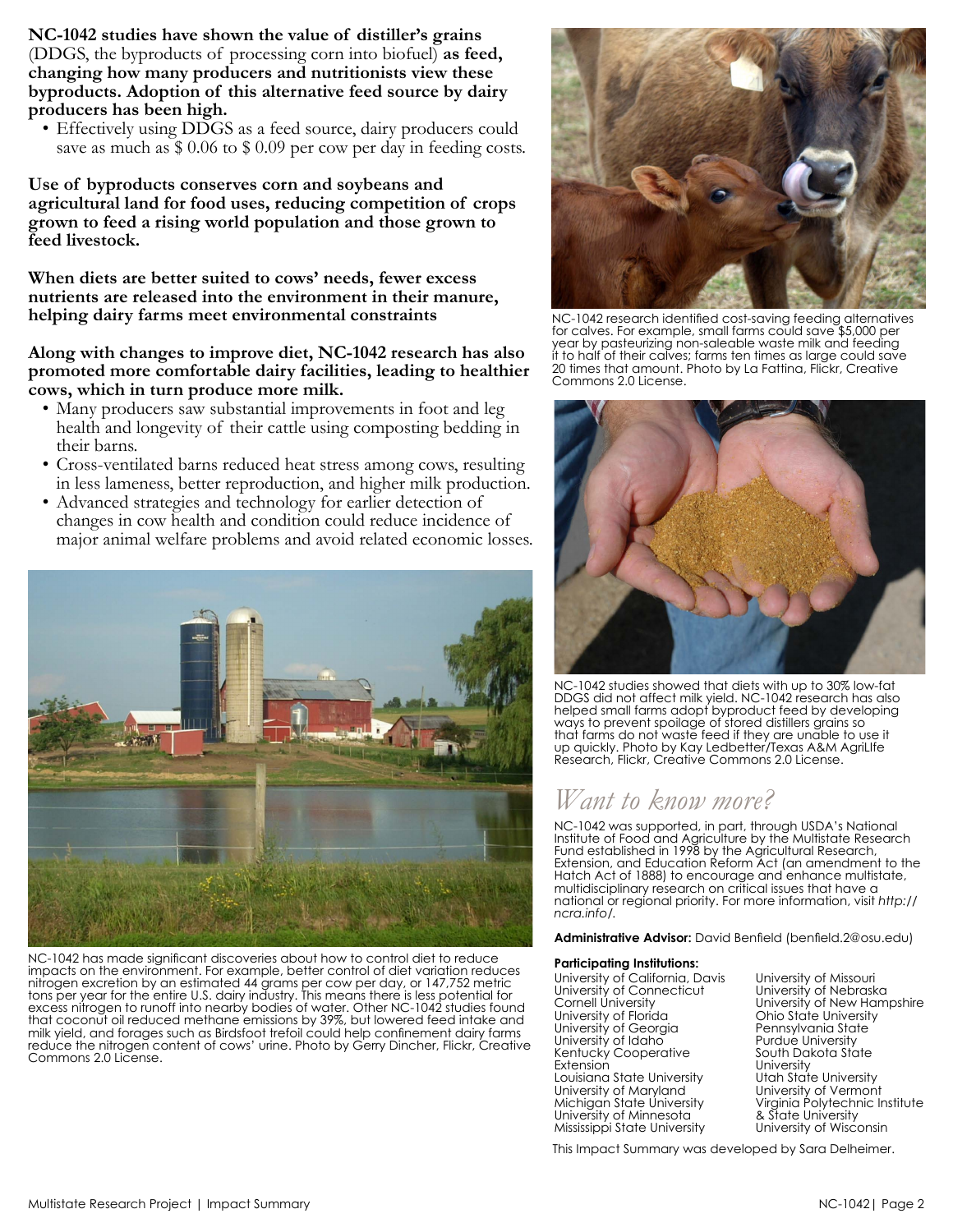**NC-1042 studies have shown the value of distiller's grains** (DDGS, the byproducts of processing corn into biofuel) **as feed, changing how many producers and nutritionists view these byproducts. Adoption of this alternative feed source by dairy producers has been high.**

- Effectively using DDGS as a feed source, dairy producers could save as much as $ 0.06 to $ 0.09 per cow per day in feeding costs.

**Use of byproducts conserves corn and soybeans and agricultural land for food uses, reducing competition of crops grown to feed a rising world population and those grown to feed livestock.**

**When diets are better suited to cows' needs, fewer excess nutrients are released into the environment in their manure, helping dairy farms meet environmental constraints**

**Along with changes to improve diet, NC-1042 research has also promoted more comfortable dairy facilities, leading to healthier cows, which in turn produce more milk.**

- Many producers saw substantial improvements in foot and leg health and longevity of their cattle using composting bedding in their barns.
- Cross-ventilated barns reduced heat stress among cows, resulting in less lameness, better reproduction, and higher milk production.
- Advanced strategies and technology for earlier detection of changes in cow health and condition could reduce incidence of major animal welfare problems and avoid related economic losses.

NC-1042 has made significant discoveries about how to control diet to reduce impacts on the environment. For example, better control of diet variation reduces nitrogen excretion by an estimated 44 grams per cow per day, or 147,752 metric tons per year for the entire U.S. dairy industry. This means there is less potential for excess nitrogen to runoff into nearby bodies of water. Other NC-1042 studies found that coconut oil reduced methane emissions by 39%, but lowered feed intake and milk yield, and forages such as Birdsfoot trefoil could help confinement dairy farms reduce the nitrogen content of cows' urine. Photo by Gerry Dincher, Flickr, Creative Commons 2.0 License.

NC-1042 research identified cost-saving feeding alternatives for calves. For example, small farms could save $5,000 per year by pasteurizing non-saleable waste milk and feeding it to half of their calves; farms ten times as large could save 20 times that amount. Photo by La Fattina, Flickr, Creative Commons 2.0 License.

NC-1042 studies showed that diets with up to 30% low-fat DDGS did not affect milk yield. NC-1042 research has also helped small farms adopt byproduct feed by developing ways to prevent spoilage of stored distillers grains so that farms do not waste feed if they are unable to use it up quickly. Photo by Kay Ledbetter/Texas A&M AgriLife Research, Flickr, Creative Commons 2.0 License.

## *Want to know more?*

NC-1042 was supported, in part, through USDA's National Institute of Food and Agriculture by the Multistate Research Fund established in 1998 by the Agricultural Research, Extension, and Education Reform Act (an amendment to the Hatch Act of 1888) to encourage and enhance multistate, multidisciplinary research on critical issues that have a national or regional priority. For more information, visit *http://ncra.info/*.

**Administrative Advisor:** David Benfield (benfield.2@osu.edu)

**Participating Institutions:**

University of California, Davis
University of Connecticut
Cornell University
University of Florida
University of Georgia
University of Idaho
Kentucky Cooperative Extension
Louisiana State University
University of Maryland
Michigan State University
University of Minnesota
Mississippi State University
University of Missouri
University of Nebraska
University of New Hampshire
Ohio State University
Pennsylvania State
Purdue University
South Dakota State University
Utah State University
University of Vermont
Virginia Polytechnic Institute & State University
University of Wisconsin

This Impact Summary was developed by Sara Delheimer.